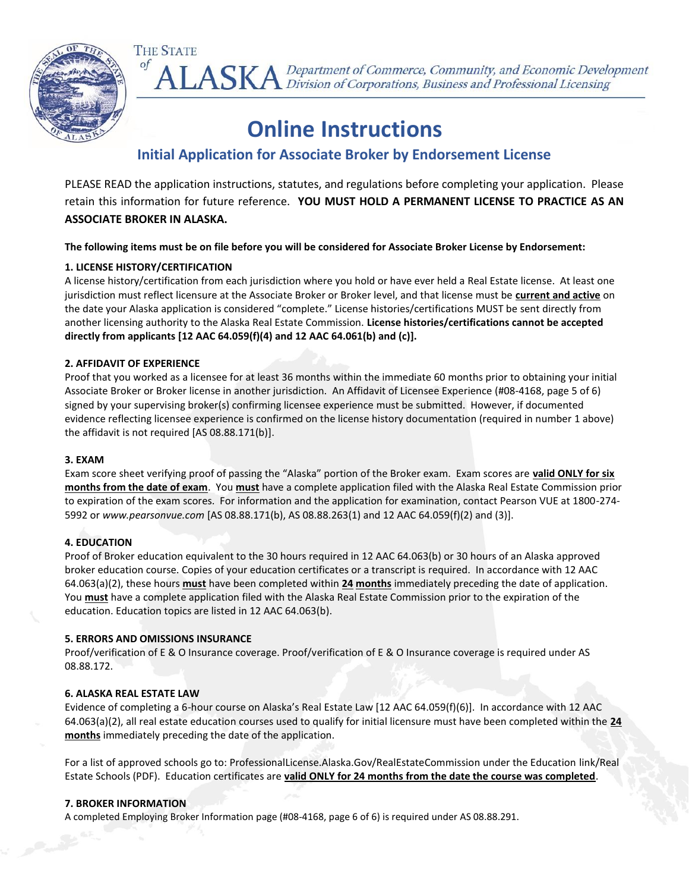THE STATE of **ALASKA** *Department of Commerce, Community, and Economic Development*
*Division of Corporations, Business and Professional Licensing*

# Online Instructions

## Initial Application for Associate Broker by Endorsement License

PLEASE READ the application instructions, statutes, and regulations before completing your application. Please retain this information for future reference. **YOU MUST HOLD A PERMANENT LICENSE TO PRACTICE AS AN ASSOCIATE BROKER IN ALASKA.**

**The following items must be on file before you will be considered for Associate Broker License by Endorsement:**

**1. LICENSE HISTORY/CERTIFICATION**

A license history/certification from each jurisdiction where you hold or have ever held a Real Estate license. At least one jurisdiction must reflect licensure at the Associate Broker or Broker level, and that license must be **current and active** on the date your Alaska application is considered "complete." License histories/certifications MUST be sent directly from another licensing authority to the Alaska Real Estate Commission. **License histories/certifications cannot be accepted directly from applicants [12 AAC 64.059(f)(4) and 12 AAC 64.061(b) and (c)].**

**2. AFFIDAVIT OF EXPERIENCE**

Proof that you worked as a licensee for at least 36 months within the immediate 60 months prior to obtaining your initial Associate Broker or Broker license in another jurisdiction. An Affidavit of Licensee Experience (#08-4168, page 5 of 6) signed by your supervising broker(s) confirming licensee experience must be submitted. However, if documented evidence reflecting licensee experience is confirmed on the license history documentation (required in number 1 above) the affidavit is not required [AS 08.88.171(b)].

**3. EXAM**

Exam score sheet verifying proof of passing the "Alaska" portion of the Broker exam. Exam scores are **valid ONLY for six months from the date of exam**. You **must** have a complete application filed with the Alaska Real Estate Commission prior to expiration of the exam scores. For information and the application for examination, contact Pearson VUE at 1800-274-5992 or *www.pearsonvue.com* [AS 08.88.171(b), AS 08.88.263(1) and 12 AAC 64.059(f)(2) and (3)].

**4. EDUCATION**

Proof of Broker education equivalent to the 30 hours required in 12 AAC 64.063(b) or 30 hours of an Alaska approved broker education course. Copies of your education certificates or a transcript is required. In accordance with 12 AAC 64.063(a)(2), these hours **must** have been completed within **24 months** immediately preceding the date of application. You **must** have a complete application filed with the Alaska Real Estate Commission prior to the expiration of the education. Education topics are listed in 12 AAC 64.063(b).

**5. ERRORS AND OMISSIONS INSURANCE**

Proof/verification of E & O Insurance coverage. Proof/verification of E & O Insurance coverage is required under AS 08.88.172.

**6. ALASKA REAL ESTATE LAW**

Evidence of completing a 6-hour course on Alaska's Real Estate Law [12 AAC 64.059(f)(6)]. In accordance with 12 AAC 64.063(a)(2), all real estate education courses used to qualify for initial licensure must have been completed within the **24 months** immediately preceding the date of the application.

For a list of approved schools go to: ProfessionalLicense.Alaska.Gov/RealEstateCommission under the Education link/Real Estate Schools (PDF). Education certificates are **valid ONLY for 24 months from the date the course was completed**.

**7. BROKER INFORMATION**

A completed Employing Broker Information page (#08-4168, page 6 of 6) is required under AS 08.88.291.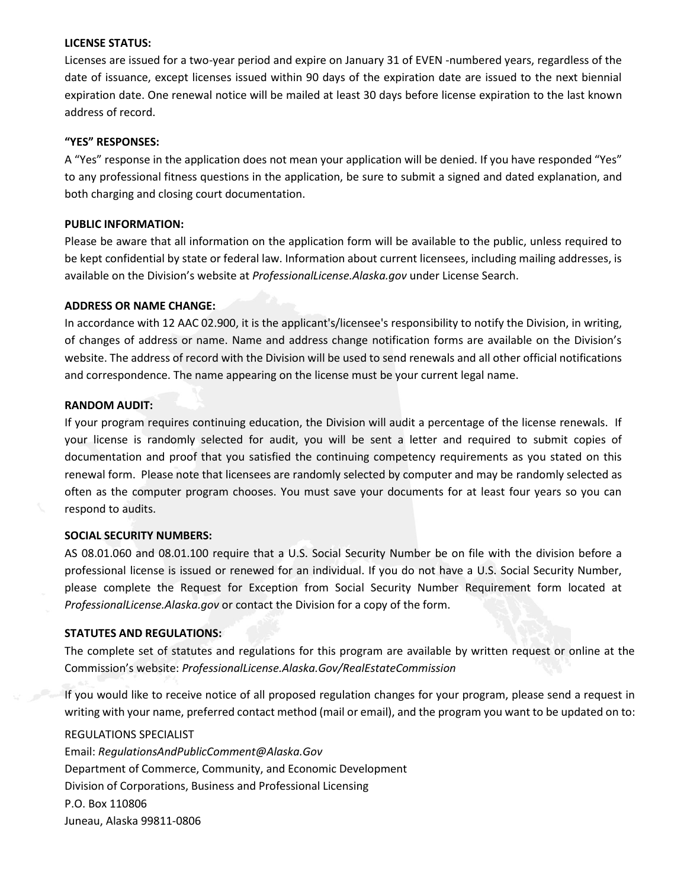**LICENSE STATUS:**

Licenses are issued for a two-year period and expire on January 31 of EVEN -numbered years, regardless of the date of issuance, except licenses issued within 90 days of the expiration date are issued to the next biennial expiration date. One renewal notice will be mailed at least 30 days before license expiration to the last known address of record.

**"YES" RESPONSES:**

A "Yes" response in the application does not mean your application will be denied. If you have responded "Yes" to any professional fitness questions in the application, be sure to submit a signed and dated explanation, and both charging and closing court documentation.

**PUBLIC INFORMATION:**

Please be aware that all information on the application form will be available to the public, unless required to be kept confidential by state or federal law. Information about current licensees, including mailing addresses, is available on the Division's website at *ProfessionalLicense.Alaska.gov* under License Search.

**ADDRESS OR NAME CHANGE:**

In accordance with 12 AAC 02.900, it is the applicant's/licensee's responsibility to notify the Division, in writing, of changes of address or name. Name and address change notification forms are available on the Division's website. The address of record with the Division will be used to send renewals and all other official notifications and correspondence. The name appearing on the license must be your current legal name.

**RANDOM AUDIT:**

If your program requires continuing education, the Division will audit a percentage of the license renewals. If your license is randomly selected for audit, you will be sent a letter and required to submit copies of documentation and proof that you satisfied the continuing competency requirements as you stated on this renewal form. Please note that licensees are randomly selected by computer and may be randomly selected as often as the computer program chooses. You must save your documents for at least four years so you can respond to audits.

**SOCIAL SECURITY NUMBERS:**

AS 08.01.060 and 08.01.100 require that a U.S. Social Security Number be on file with the division before a professional license is issued or renewed for an individual. If you do not have a U.S. Social Security Number, please complete the Request for Exception from Social Security Number Requirement form located at *ProfessionalLicense.Alaska.gov* or contact the Division for a copy of the form.

**STATUTES AND REGULATIONS:**

The complete set of statutes and regulations for this program are available by written request or online at the Commission's website: *ProfessionalLicense.Alaska.Gov/RealEstateCommission*

If you would like to receive notice of all proposed regulation changes for your program, please send a request in writing with your name, preferred contact method (mail or email), and the program you want to be updated on to:

REGULATIONS SPECIALIST
Email: *RegulationsAndPublicComment@Alaska.Gov*
Department of Commerce, Community, and Economic Development
Division of Corporations, Business and Professional Licensing
P.O. Box 110806
Juneau, Alaska 99811-0806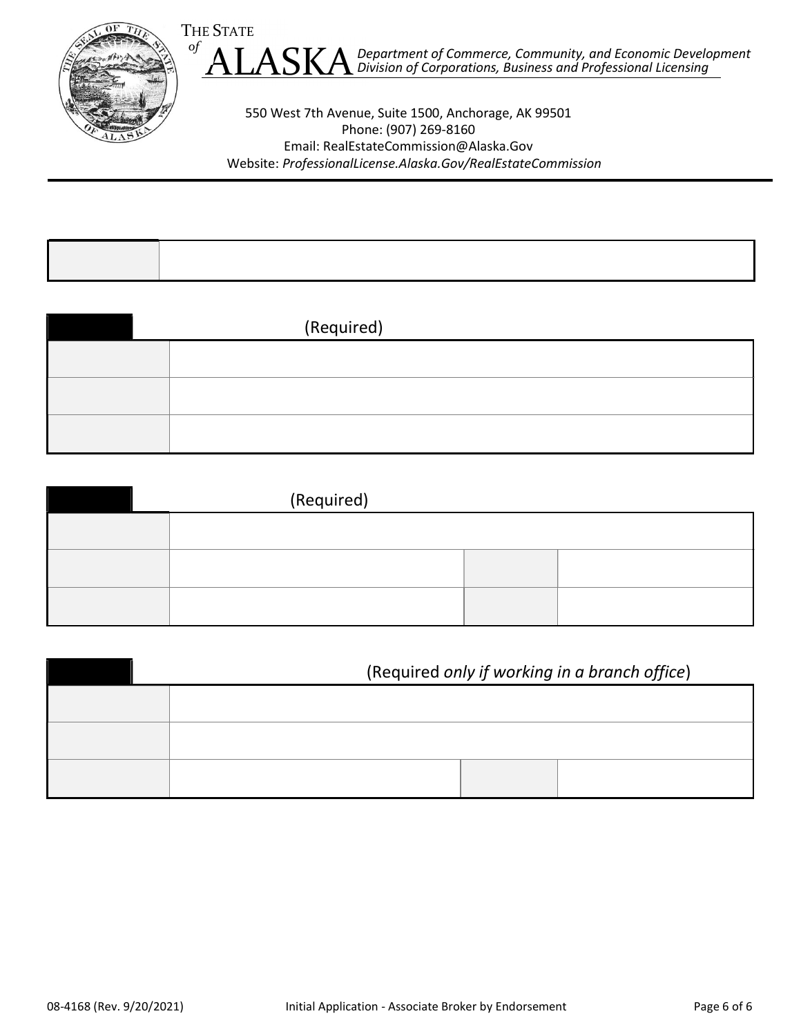THE STATE of ALASKA

*Department of Commerce, Community, and Economic Development*
*Division of Corporations, Business and Professional Licensing*

550 West 7th Avenue, Suite 1500, Anchorage, AK 99501
Phone: (907) 269-8160
Email: RealEstateCommission@Alaska.Gov
Website: *ProfessionalLicense.Alaska.Gov/RealEstateCommission*

| | |
|---|---|
| | |

(Required)

| | |
|---|---|
| | |
| | |
| | |

(Required)

| | | | |
|---|---|---|---|
| | | | |
| | | | |
| | | | |

(Required *only if working in a branch office*)

| | | | |
|---|---|---|---|
| | | | |
| | | | |
| | | | |

08-4168 (Rev. 9/20/2021) Initial Application - Associate Broker by Endorsement